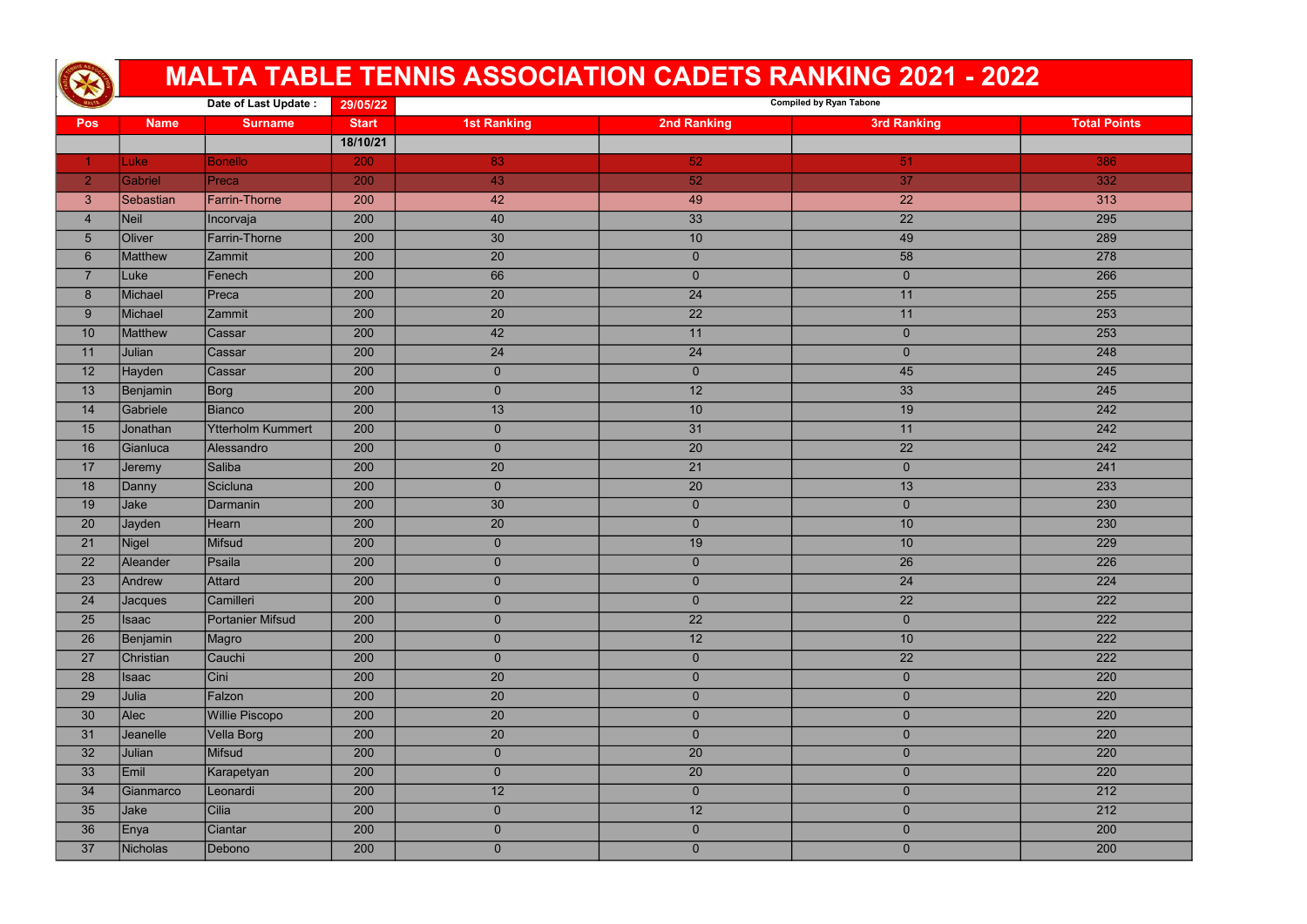# MALTA TABLE TENNIS ASSOCIATION CADETS RANKING 2021 - 2022

Date of Last Update : 29/05/22

Compiled by Ryan Tabone

| Pos | Name | Surname | Start | 1st Ranking | 2nd Ranking | 3rd Ranking | Total Points |
|---|---|---|---|---|---|---|---|
| | | | 18/10/21 | | | | |
| 1 | Luke | Bonello | 200 | 83 | 52 | 51 | 386 |
| 2 | Gabriel | Preca | 200 | 43 | 52 | 37 | 332 |
| 3 | Sebastian | Farrin-Thorne | 200 | 42 | 49 | 22 | 313 |
| 4 | Neil | Incorvaja | 200 | 40 | 33 | 22 | 295 |
| 5 | Oliver | Farrin-Thorne | 200 | 30 | 10 | 49 | 289 |
| 6 | Matthew | Zammit | 200 | 20 | 0 | 58 | 278 |
| 7 | Luke | Fenech | 200 | 66 | 0 | 0 | 266 |
| 8 | Michael | Preca | 200 | 20 | 24 | 11 | 255 |
| 9 | Michael | Zammit | 200 | 20 | 22 | 11 | 253 |
| 10 | Matthew | Cassar | 200 | 42 | 11 | 0 | 253 |
| 11 | Julian | Cassar | 200 | 24 | 24 | 0 | 248 |
| 12 | Hayden | Cassar | 200 | 0 | 0 | 45 | 245 |
| 13 | Benjamin | Borg | 200 | 0 | 12 | 33 | 245 |
| 14 | Gabriele | Bianco | 200 | 13 | 10 | 19 | 242 |
| 15 | Jonathan | Ytterholm Kummert | 200 | 0 | 31 | 11 | 242 |
| 16 | Gianluca | Alessandro | 200 | 0 | 20 | 22 | 242 |
| 17 | Jeremy | Saliba | 200 | 20 | 21 | 0 | 241 |
| 18 | Danny | Scicluna | 200 | 0 | 20 | 13 | 233 |
| 19 | Jake | Darmanin | 200 | 30 | 0 | 0 | 230 |
| 20 | Jayden | Hearn | 200 | 20 | 0 | 10 | 230 |
| 21 | Nigel | Mifsud | 200 | 0 | 19 | 10 | 229 |
| 22 | Aleander | Psaila | 200 | 0 | 0 | 26 | 226 |
| 23 | Andrew | Attard | 200 | 0 | 0 | 24 | 224 |
| 24 | Jacques | Camilleri | 200 | 0 | 0 | 22 | 222 |
| 25 | Isaac | Portanier Mifsud | 200 | 0 | 22 | 0 | 222 |
| 26 | Benjamin | Magro | 200 | 0 | 12 | 10 | 222 |
| 27 | Christian | Cauchi | 200 | 0 | 0 | 22 | 222 |
| 28 | Isaac | Cini | 200 | 20 | 0 | 0 | 220 |
| 29 | Julia | Falzon | 200 | 20 | 0 | 0 | 220 |
| 30 | Alec | Willie Piscopo | 200 | 20 | 0 | 0 | 220 |
| 31 | Jeanelle | Vella Borg | 200 | 20 | 0 | 0 | 220 |
| 32 | Julian | Mifsud | 200 | 0 | 20 | 0 | 220 |
| 33 | Emil | Karapetyan | 200 | 0 | 20 | 0 | 220 |
| 34 | Gianmarco | Leonardi | 200 | 12 | 0 | 0 | 212 |
| 35 | Jake | Cilia | 200 | 0 | 12 | 0 | 212 |
| 36 | Enya | Ciantar | 200 | 0 | 0 | 0 | 200 |
| 37 | Nicholas | Debono | 200 | 0 | 0 | 0 | 200 |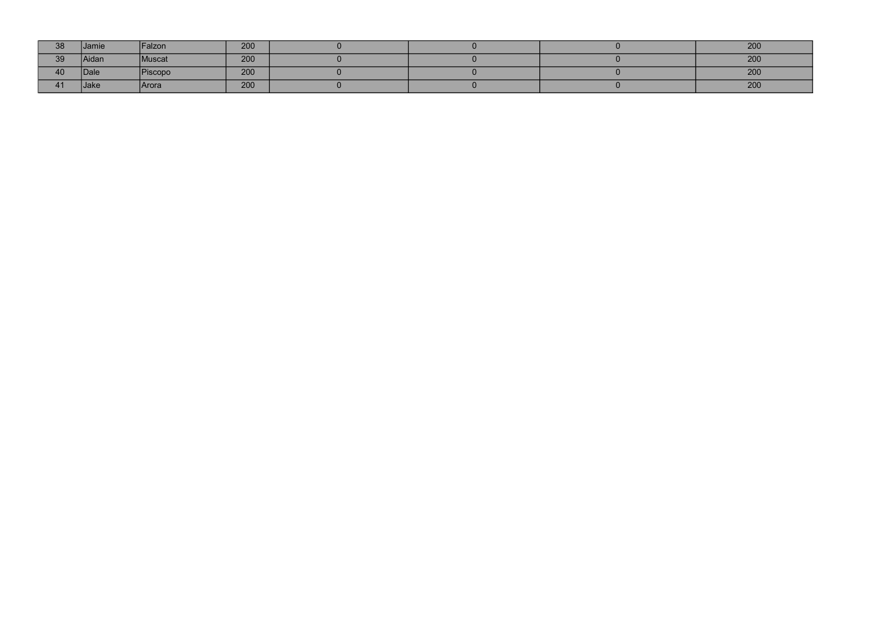| | | | | | | | |
|---|---|---|---|---|---|---|---|
| 38 | Jamie | Falzon | 200 | 0 | 0 | 0 | 200 |
| 39 | Aidan | Muscat | 200 | 0 | 0 | 0 | 200 |
| 40 | Dale | Piscopo | 200 | 0 | 0 | 0 | 200 |
| 41 | Jake | Arora | 200 | 0 | 0 | 0 | 200 |